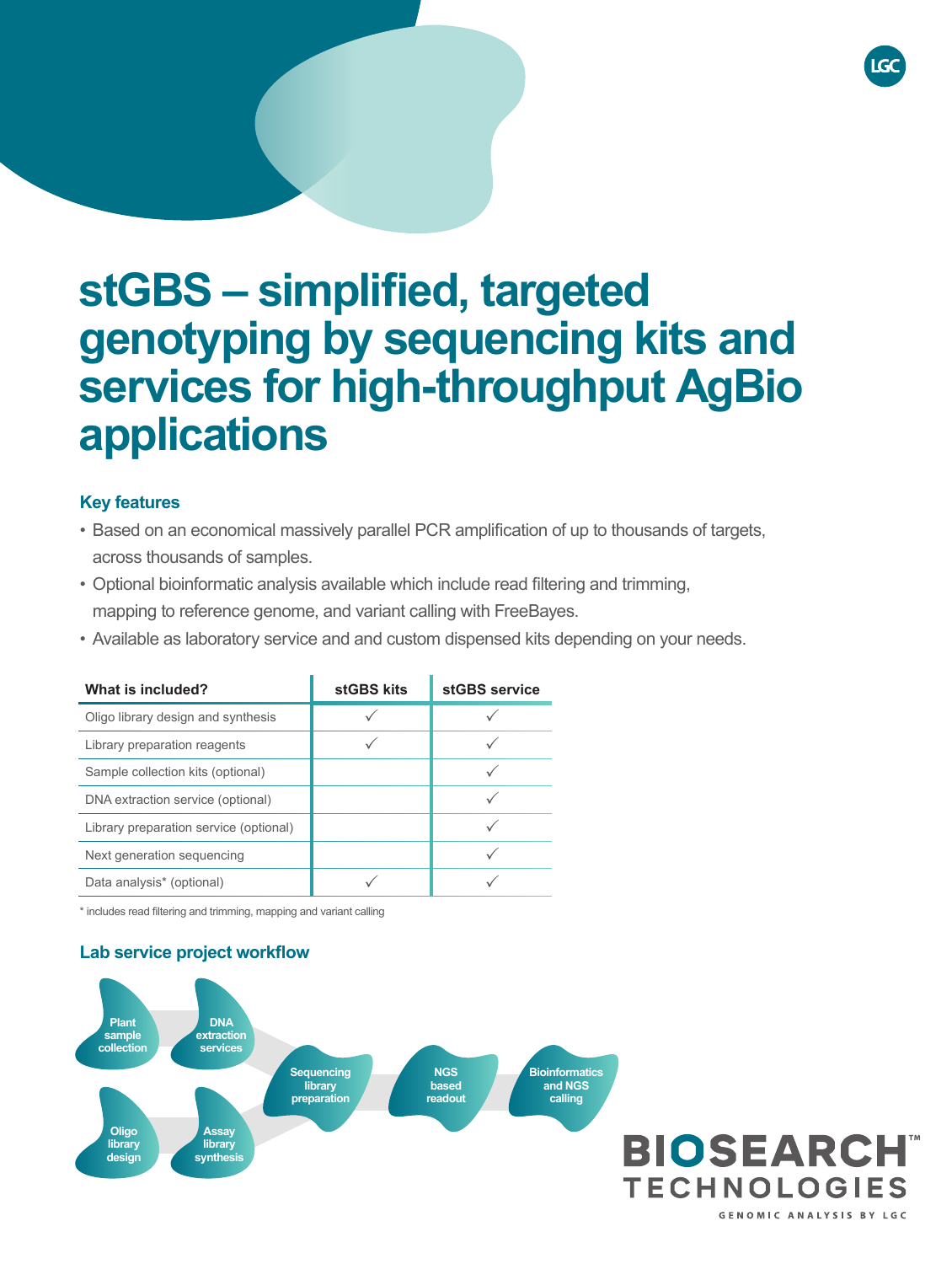# stGBS – simplified, targeted genotyping by sequencing kits and services for high-throughput AgBio applications

## Key features

- Based on an economical massively parallel PCR amplification of up to thousands of targets, across thousands of samples.
- Optional bioinformatic analysis available which include read filtering and trimming, mapping to reference genome, and variant calling with FreeBayes.
- Available as laboratory service and and custom dispensed kits depending on your needs.

| What is included? | stGBS kits | stGBS service |
| --- | --- | --- |
| Oligo library design and synthesis | ✓ | ✓ |
| Library preparation reagents | ✓ | ✓ |
| Sample collection kits (optional) | | ✓ |
| DNA extraction service (optional) | | ✓ |
| Library preparation service (optional) | | ✓ |
| Next generation sequencing | | ✓ |
| Data analysis* (optional) | ✓ | ✓ |

* includes read filtering and trimming, mapping and variant calling

## Lab service project workflow

Plant sample collection → DNA extraction services

Oligo library design → Assay library synthesis

→ Sequencing library preparation → NGS based readout → Bioinformatics and NGS calling

BIOSEARCH™ TECHNOLOGIES

GENOMIC ANALYSIS BY LGC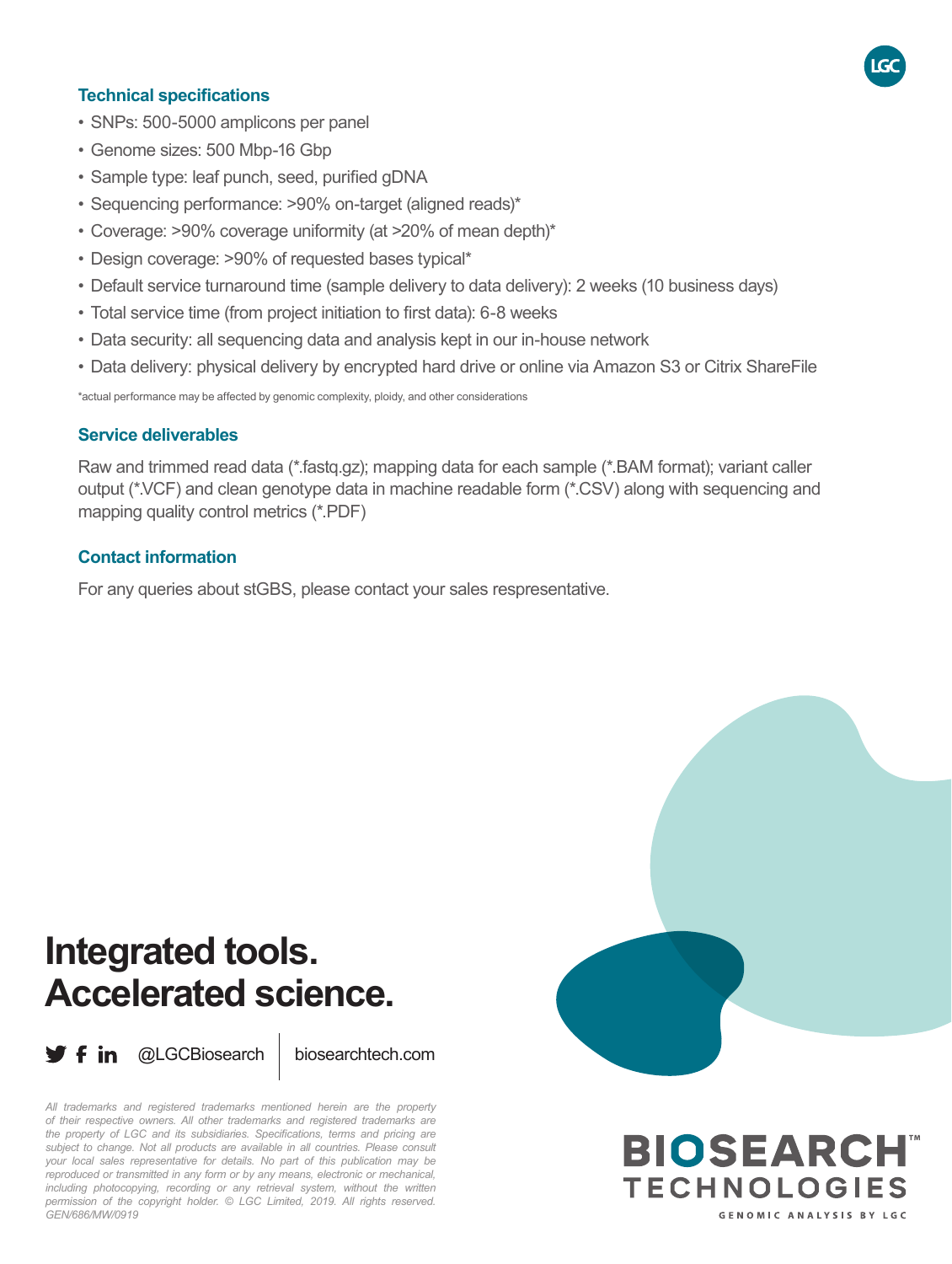## Technical specifications

- SNPs: 500-5000 amplicons per panel
- Genome sizes: 500 Mbp-16 Gbp
- Sample type: leaf punch, seed, purified gDNA
- Sequencing performance: >90% on-target (aligned reads)*
- Coverage: >90% coverage uniformity (at >20% of mean depth)*
- Design coverage: >90% of requested bases typical*
- Default service turnaround time (sample delivery to data delivery): 2 weeks (10 business days)
- Total service time (from project initiation to first data): 6-8 weeks
- Data security: all sequencing data and analysis kept in our in-house network
- Data delivery: physical delivery by encrypted hard drive or online via Amazon S3 or Citrix ShareFile

*actual performance may be affected by genomic complexity, ploidy, and other considerations

## Service deliverables

Raw and trimmed read data (*.fastq.gz); mapping data for each sample (*.BAM format); variant caller output (*.VCF) and clean genotype data in machine readable form (*.CSV) along with sequencing and mapping quality control metrics (*.PDF)

## Contact information

For any queries about stGBS, please contact your sales respresentative.

# Integrated tools. Accelerated science.

@LGCBiosearch | biosearchtech.com

*All trademarks and registered trademarks mentioned herein are the property of their respective owners. All other trademarks and registered trademarks are the property of LGC and its subsidiaries. Specifications, terms and pricing are subject to change. Not all products are available in all countries. Please consult your local sales representative for details. No part of this publication may be reproduced or transmitted in any form or by any means, electronic or mechanical, including photocopying, recording or any retrieval system, without the written permission of the copyright holder. © LGC Limited, 2019. All rights reserved. GEN/686/MW/0919*

BIOSEARCH™ TECHNOLOGIES

GENOMIC ANALYSIS BY LGC